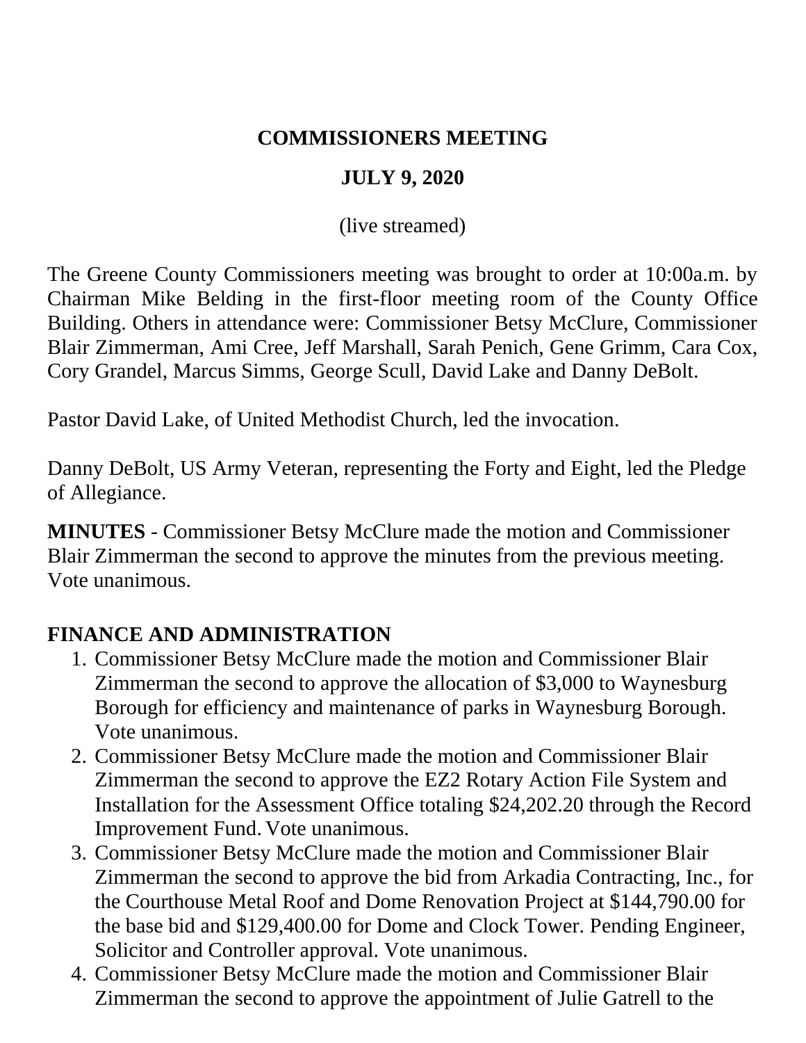# COMMISSIONERS MEETING

## JULY 9, 2020

(live streamed)

The Greene County Commissioners meeting was brought to order at 10:00a.m. by Chairman Mike Belding in the first-floor meeting room of the County Office Building. Others in attendance were: Commissioner Betsy McClure, Commissioner Blair Zimmerman, Ami Cree, Jeff Marshall, Sarah Penich, Gene Grimm, Cara Cox, Cory Grandel, Marcus Simms, George Scull, David Lake and Danny DeBolt.

Pastor David Lake, of United Methodist Church, led the invocation.

Danny DeBolt, US Army Veteran, representing the Forty and Eight, led the Pledge of Allegiance.

**MINUTES** - Commissioner Betsy McClure made the motion and Commissioner Blair Zimmerman the second to approve the minutes from the previous meeting. Vote unanimous.

**FINANCE AND ADMINISTRATION**

1. Commissioner Betsy McClure made the motion and Commissioner Blair Zimmerman the second to approve the allocation of $3,000 to Waynesburg Borough for efficiency and maintenance of parks in Waynesburg Borough. Vote unanimous.
2. Commissioner Betsy McClure made the motion and Commissioner Blair Zimmerman the second to approve the EZ2 Rotary Action File System and Installation for the Assessment Office totaling $24,202.20 through the Record Improvement Fund. Vote unanimous.
3. Commissioner Betsy McClure made the motion and Commissioner Blair Zimmerman the second to approve the bid from Arkadia Contracting, Inc., for the Courthouse Metal Roof and Dome Renovation Project at $144,790.00 for the base bid and $129,400.00 for Dome and Clock Tower. Pending Engineer, Solicitor and Controller approval. Vote unanimous.
4. Commissioner Betsy McClure made the motion and Commissioner Blair Zimmerman the second to approve the appointment of Julie Gatrell to the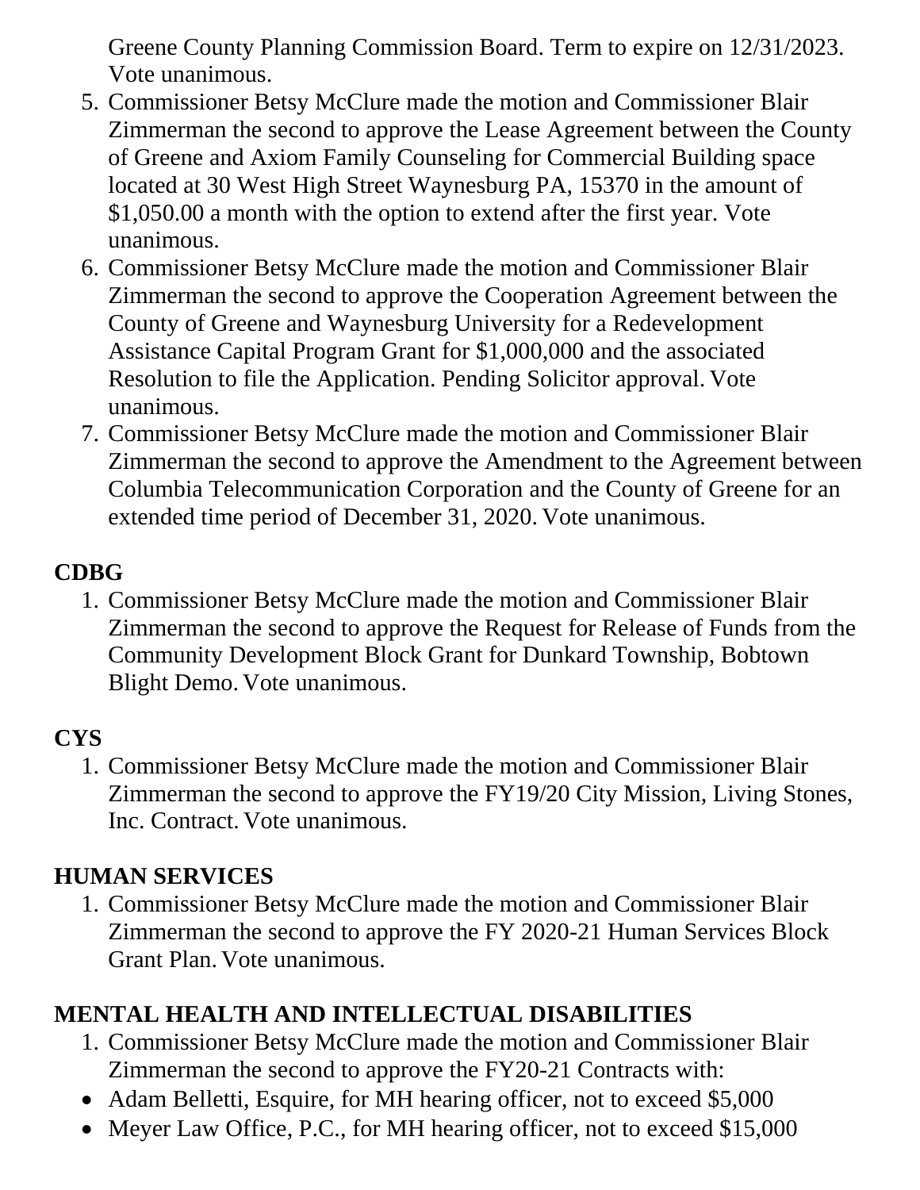Greene County Planning Commission Board. Term to expire on 12/31/2023. Vote unanimous.

5. Commissioner Betsy McClure made the motion and Commissioner Blair Zimmerman the second to approve the Lease Agreement between the County of Greene and Axiom Family Counseling for Commercial Building space located at 30 West High Street Waynesburg PA, 15370 in the amount of $1,050.00 a month with the option to extend after the first year. Vote unanimous.
6. Commissioner Betsy McClure made the motion and Commissioner Blair Zimmerman the second to approve the Cooperation Agreement between the County of Greene and Waynesburg University for a Redevelopment Assistance Capital Program Grant for $1,000,000 and the associated Resolution to file the Application. Pending Solicitor approval. Vote unanimous.
7. Commissioner Betsy McClure made the motion and Commissioner Blair Zimmerman the second to approve the Amendment to the Agreement between Columbia Telecommunication Corporation and the County of Greene for an extended time period of December 31, 2020. Vote unanimous.

**CDBG**

1. Commissioner Betsy McClure made the motion and Commissioner Blair Zimmerman the second to approve the Request for Release of Funds from the Community Development Block Grant for Dunkard Township, Bobtown Blight Demo. Vote unanimous.

**CYS**

1. Commissioner Betsy McClure made the motion and Commissioner Blair Zimmerman the second to approve the FY19/20 City Mission, Living Stones, Inc. Contract. Vote unanimous.

**HUMAN SERVICES**

1. Commissioner Betsy McClure made the motion and Commissioner Blair Zimmerman the second to approve the FY 2020-21 Human Services Block Grant Plan. Vote unanimous.

**MENTAL HEALTH AND INTELLECTUAL DISABILITIES**

1. Commissioner Betsy McClure made the motion and Commissioner Blair Zimmerman the second to approve the FY20-21 Contracts with:

- Adam Belletti, Esquire, for MH hearing officer, not to exceed $5,000
- Meyer Law Office, P.C., for MH hearing officer, not to exceed $15,000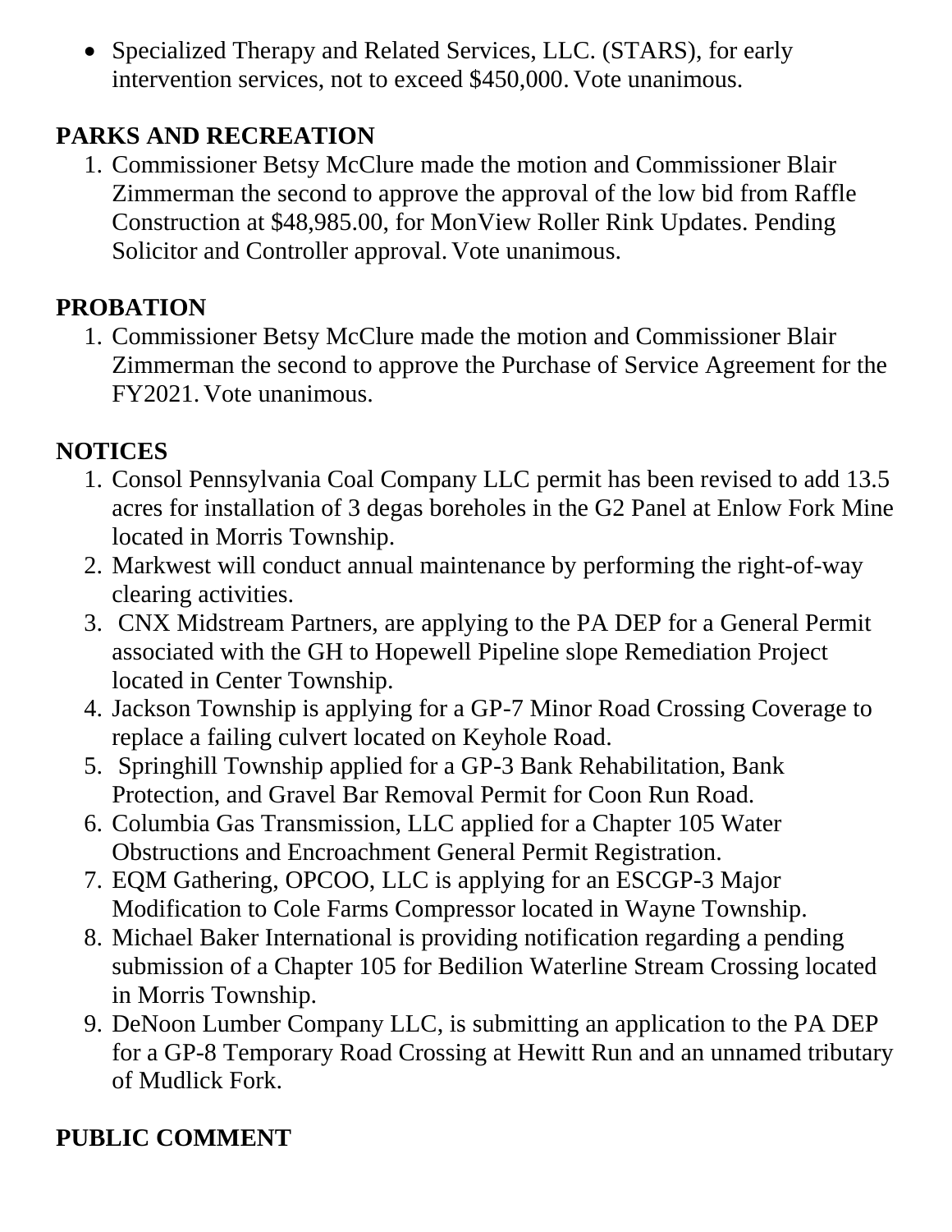- Specialized Therapy and Related Services, LLC. (STARS), for early intervention services, not to exceed $450,000. Vote unanimous.

## PARKS AND RECREATION

1. Commissioner Betsy McClure made the motion and Commissioner Blair Zimmerman the second to approve the approval of the low bid from Raffle Construction at $48,985.00, for MonView Roller Rink Updates. Pending Solicitor and Controller approval. Vote unanimous.

## PROBATION

1. Commissioner Betsy McClure made the motion and Commissioner Blair Zimmerman the second to approve the Purchase of Service Agreement for the FY2021. Vote unanimous.

## NOTICES

1. Consol Pennsylvania Coal Company LLC permit has been revised to add 13.5 acres for installation of 3 degas boreholes in the G2 Panel at Enlow Fork Mine located in Morris Township.
2. Markwest will conduct annual maintenance by performing the right-of-way clearing activities.
3. CNX Midstream Partners, are applying to the PA DEP for a General Permit associated with the GH to Hopewell Pipeline slope Remediation Project located in Center Township.
4. Jackson Township is applying for a GP-7 Minor Road Crossing Coverage to replace a failing culvert located on Keyhole Road.
5. Springhill Township applied for a GP-3 Bank Rehabilitation, Bank Protection, and Gravel Bar Removal Permit for Coon Run Road.
6. Columbia Gas Transmission, LLC applied for a Chapter 105 Water Obstructions and Encroachment General Permit Registration.
7. EQM Gathering, OPCOO, LLC is applying for an ESCGP-3 Major Modification to Cole Farms Compressor located in Wayne Township.
8. Michael Baker International is providing notification regarding a pending submission of a Chapter 105 for Bedilion Waterline Stream Crossing located in Morris Township.
9. DeNoon Lumber Company LLC, is submitting an application to the PA DEP for a GP-8 Temporary Road Crossing at Hewitt Run and an unnamed tributary of Mudlick Fork.

## PUBLIC COMMENT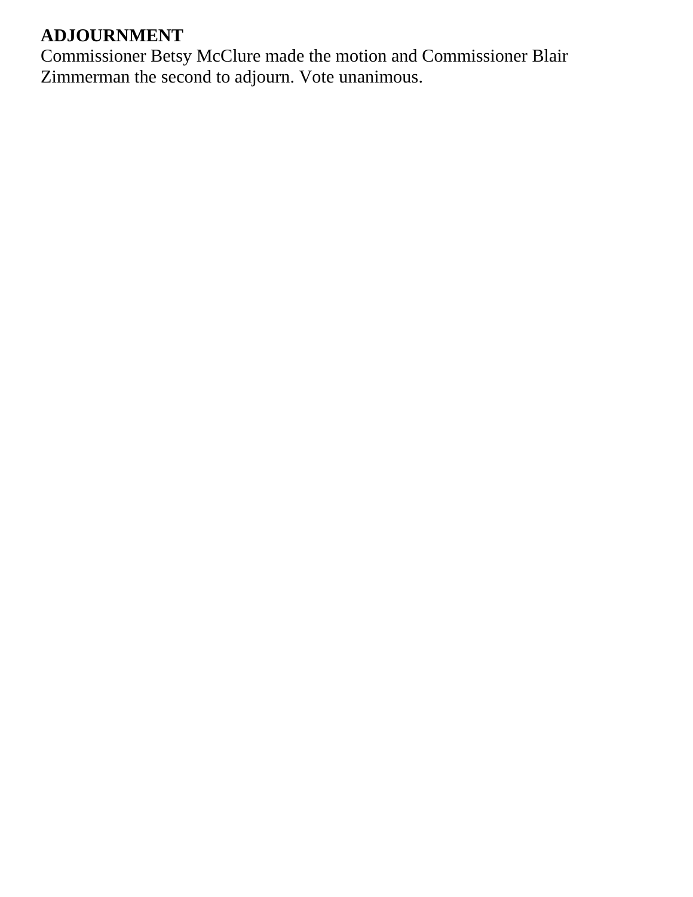**ADJOURNMENT**

Commissioner Betsy McClure made the motion and Commissioner Blair Zimmerman the second to adjourn. Vote unanimous.